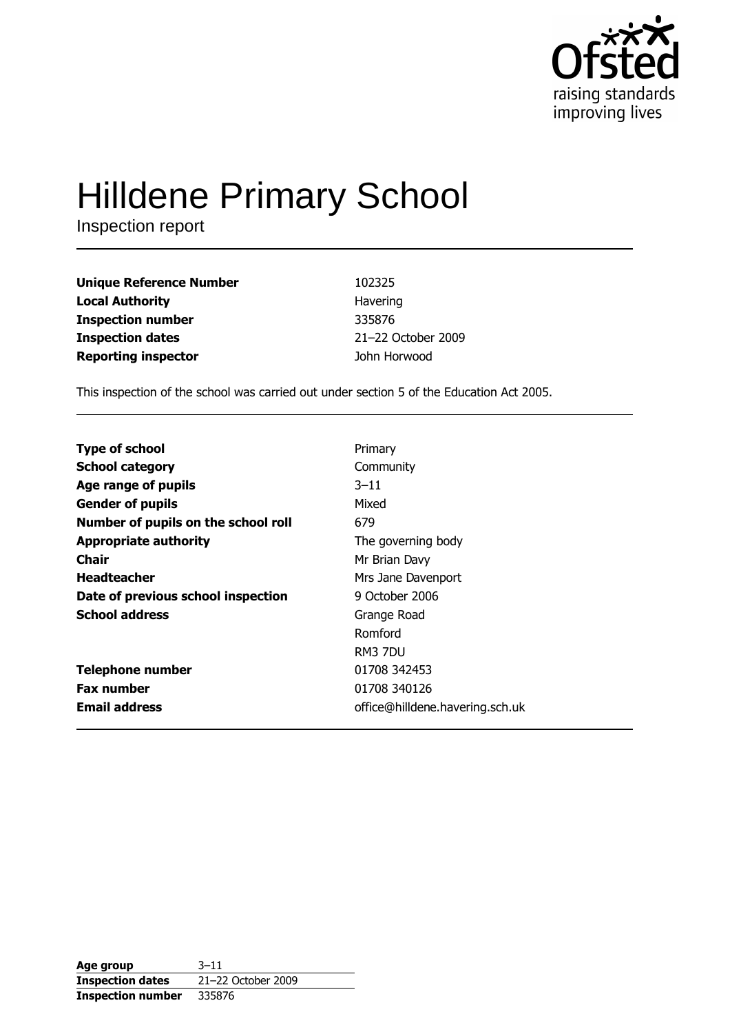# Hilldene Primary School

Inspection report

| | |
|---|---|
| **Unique Reference Number** | 102325 |
| **Local Authority** | Havering |
| **Inspection number** | 335876 |
| **Inspection dates** | 21–22 October 2009 |
| **Reporting inspector** | John Horwood |

This inspection of the school was carried out under section 5 of the Education Act 2005.

| | |
|---|---|
| **Type of school** | Primary |
| **School category** | Community |
| **Age range of pupils** | 3–11 |
| **Gender of pupils** | Mixed |
| **Number of pupils on the school roll** | 679 |
| **Appropriate authority** | The governing body |
| **Chair** | Mr Brian Davy |
| **Headteacher** | Mrs Jane Davenport |
| **Date of previous school inspection** | 9 October 2006 |
| **School address** | Grange Road<br>Romford<br>RM3 7DU |
| **Telephone number** | 01708 342453 |
| **Fax number** | 01708 340126 |
| **Email address** | office@hilldene.havering.sch.uk |

| | |
|---|---|
| **Age group** | 3–11 |
| **Inspection dates** | 21–22 October 2009 |
| **Inspection number** | 335876 |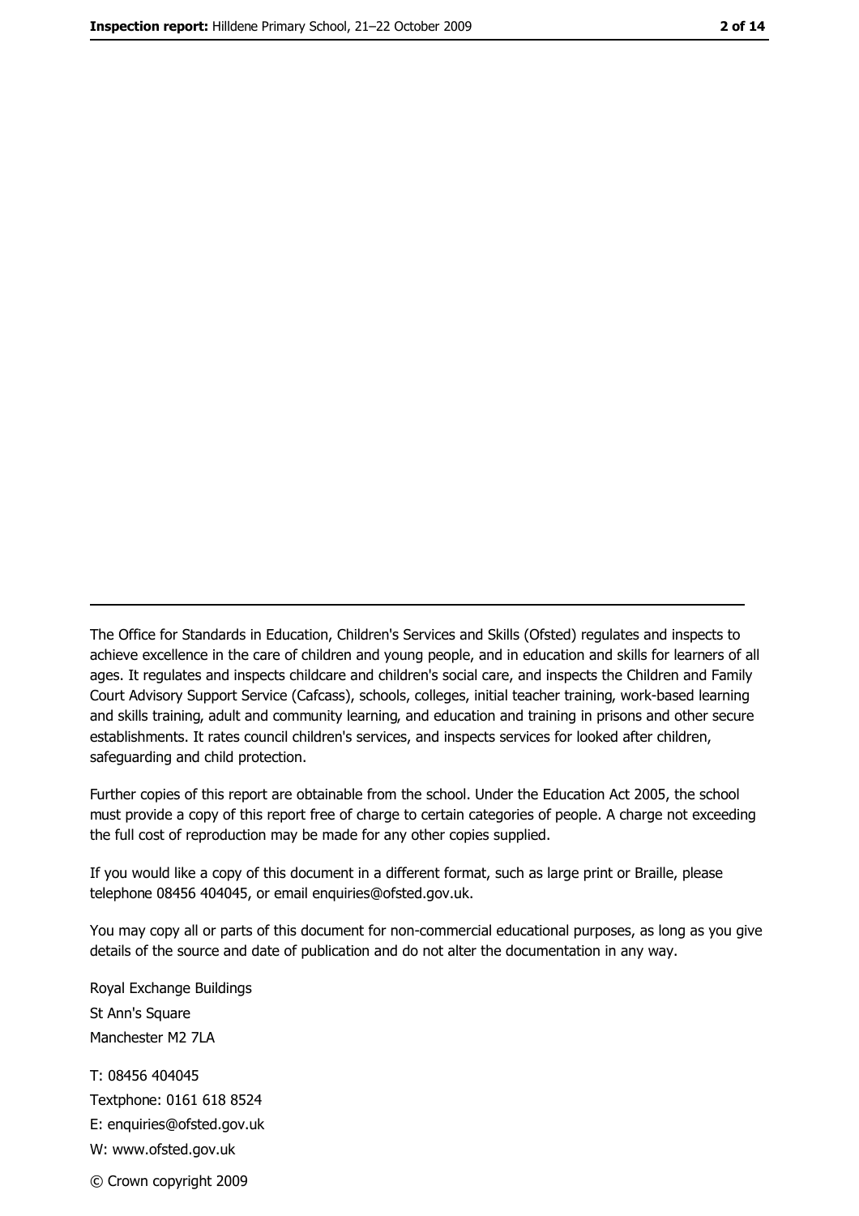The Office for Standards in Education, Children's Services and Skills (Ofsted) regulates and inspects to achieve excellence in the care of children and young people, and in education and skills for learners of all ages. It regulates and inspects childcare and children's social care, and inspects the Children and Family Court Advisory Support Service (Cafcass), schools, colleges, initial teacher training, work-based learning and skills training, adult and community learning, and education and training in prisons and other secure establishments. It rates council children's services, and inspects services for looked after children, safeguarding and child protection.

Further copies of this report are obtainable from the school. Under the Education Act 2005, the school must provide a copy of this report free of charge to certain categories of people. A charge not exceeding the full cost of reproduction may be made for any other copies supplied.

If you would like a copy of this document in a different format, such as large print or Braille, please telephone 08456 404045, or email enquiries@ofsted.gov.uk.

You may copy all or parts of this document for non-commercial educational purposes, as long as you give details of the source and date of publication and do not alter the documentation in any way.

Royal Exchange Buildings
St Ann's Square
Manchester M2 7LA

T: 08456 404045
Textphone: 0161 618 8524
E: enquiries@ofsted.gov.uk
W: www.ofsted.gov.uk

© Crown copyright 2009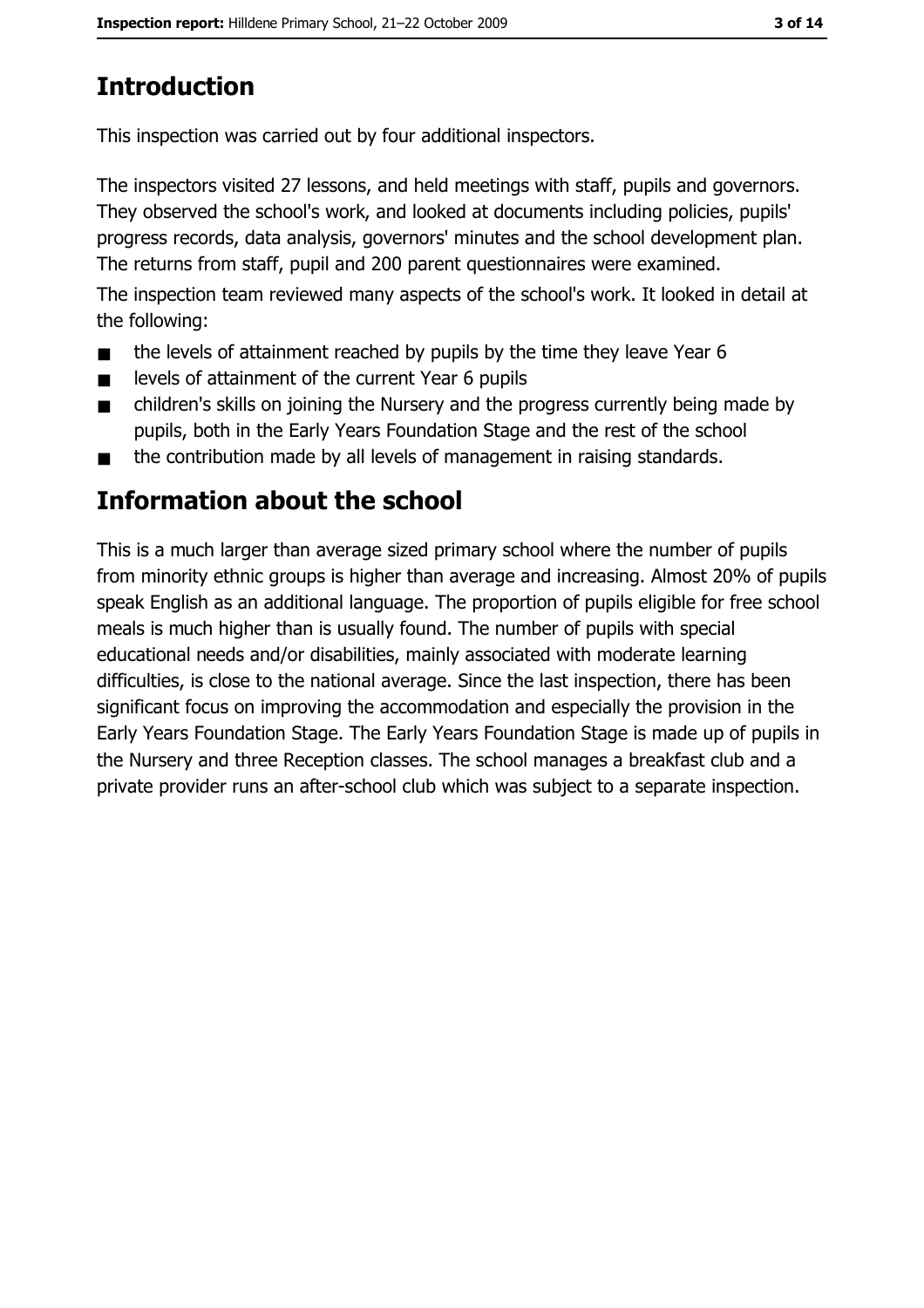# Introduction

This inspection was carried out by four additional inspectors.

The inspectors visited 27 lessons, and held meetings with staff, pupils and governors. They observed the school's work, and looked at documents including policies, pupils' progress records, data analysis, governors' minutes and the school development plan. The returns from staff, pupil and 200 parent questionnaires were examined.

The inspection team reviewed many aspects of the school's work. It looked in detail at the following:

- the levels of attainment reached by pupils by the time they leave Year 6
- levels of attainment of the current Year 6 pupils
- children's skills on joining the Nursery and the progress currently being made by pupils, both in the Early Years Foundation Stage and the rest of the school
- the contribution made by all levels of management in raising standards.

# Information about the school

This is a much larger than average sized primary school where the number of pupils from minority ethnic groups is higher than average and increasing. Almost 20% of pupils speak English as an additional language. The proportion of pupils eligible for free school meals is much higher than is usually found. The number of pupils with special educational needs and/or disabilities, mainly associated with moderate learning difficulties, is close to the national average. Since the last inspection, there has been significant focus on improving the accommodation and especially the provision in the Early Years Foundation Stage. The Early Years Foundation Stage is made up of pupils in the Nursery and three Reception classes. The school manages a breakfast club and a private provider runs an after-school club which was subject to a separate inspection.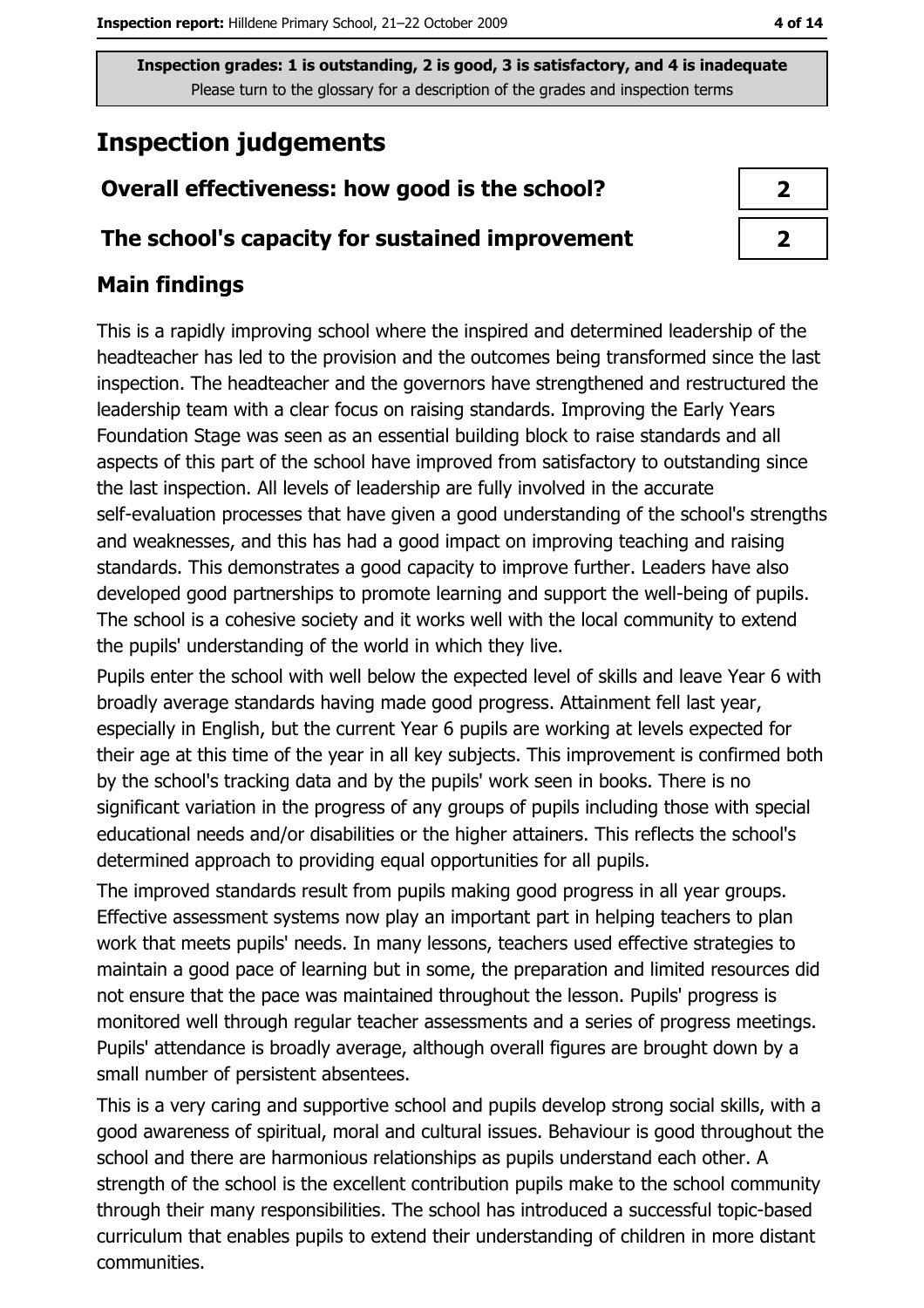Inspection grades: 1 is outstanding, 2 is good, 3 is satisfactory, and 4 is inadequate
Please turn to the glossary for a description of the grades and inspection terms

# Inspection judgements

| | |
|---|---|
| **Overall effectiveness: how good is the school?** | 2 |
| **The school's capacity for sustained improvement** | 2 |

## Main findings

This is a rapidly improving school where the inspired and determined leadership of the headteacher has led to the provision and the outcomes being transformed since the last inspection. The headteacher and the governors have strengthened and restructured the leadership team with a clear focus on raising standards. Improving the Early Years Foundation Stage was seen as an essential building block to raise standards and all aspects of this part of the school have improved from satisfactory to outstanding since the last inspection. All levels of leadership are fully involved in the accurate self-evaluation processes that have given a good understanding of the school's strengths and weaknesses, and this has had a good impact on improving teaching and raising standards. This demonstrates a good capacity to improve further. Leaders have also developed good partnerships to promote learning and support the well-being of pupils. The school is a cohesive society and it works well with the local community to extend the pupils' understanding of the world in which they live.

Pupils enter the school with well below the expected level of skills and leave Year 6 with broadly average standards having made good progress. Attainment fell last year, especially in English, but the current Year 6 pupils are working at levels expected for their age at this time of the year in all key subjects. This improvement is confirmed both by the school's tracking data and by the pupils' work seen in books. There is no significant variation in the progress of any groups of pupils including those with special educational needs and/or disabilities or the higher attainers. This reflects the school's determined approach to providing equal opportunities for all pupils.

The improved standards result from pupils making good progress in all year groups. Effective assessment systems now play an important part in helping teachers to plan work that meets pupils' needs. In many lessons, teachers used effective strategies to maintain a good pace of learning but in some, the preparation and limited resources did not ensure that the pace was maintained throughout the lesson. Pupils' progress is monitored well through regular teacher assessments and a series of progress meetings. Pupils' attendance is broadly average, although overall figures are brought down by a small number of persistent absentees.

This is a very caring and supportive school and pupils develop strong social skills, with a good awareness of spiritual, moral and cultural issues. Behaviour is good throughout the school and there are harmonious relationships as pupils understand each other. A strength of the school is the excellent contribution pupils make to the school community through their many responsibilities. The school has introduced a successful topic-based curriculum that enables pupils to extend their understanding of children in more distant communities.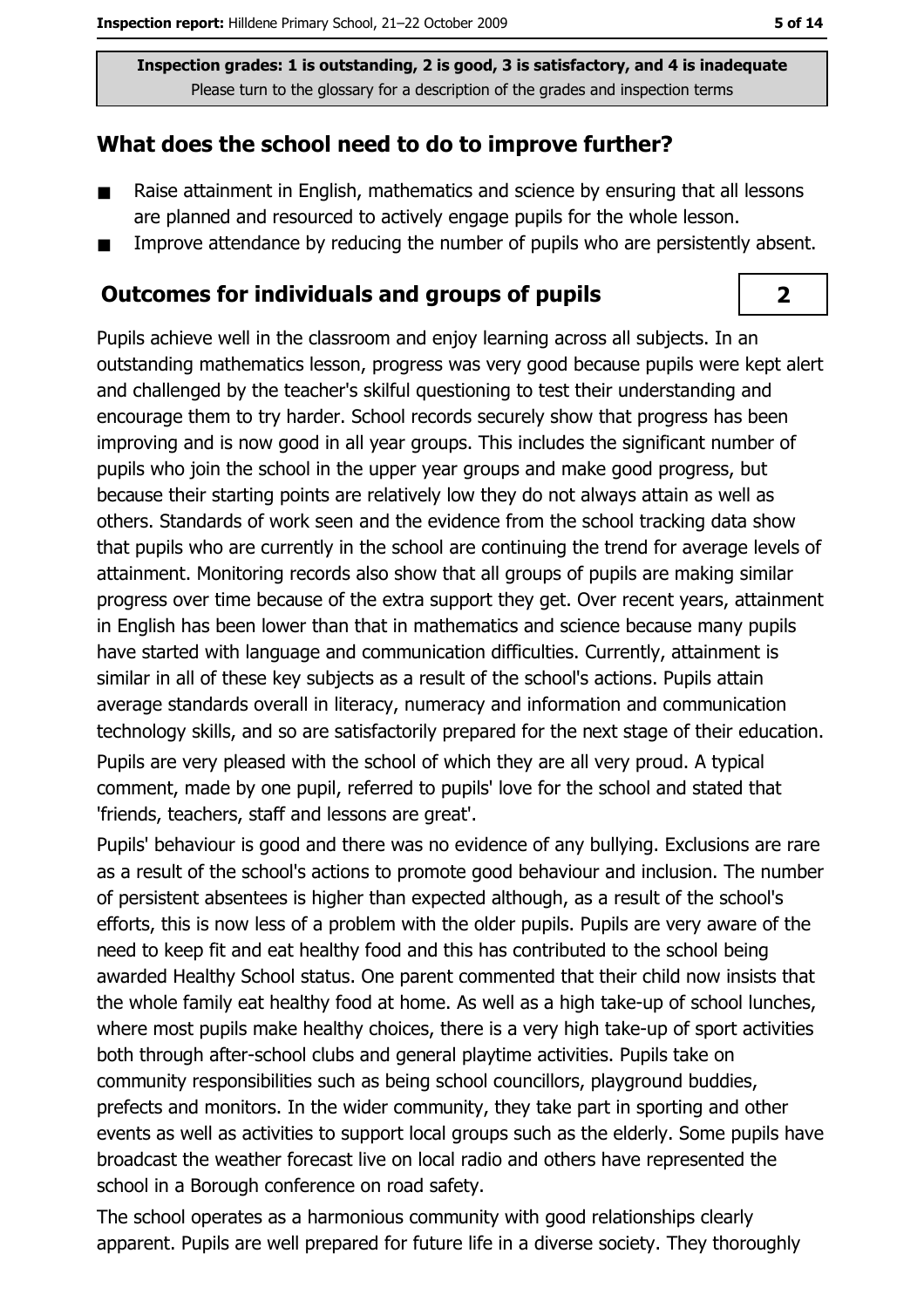Inspection grades: 1 is outstanding, 2 is good, 3 is satisfactory, and 4 is inadequate
Please turn to the glossary for a description of the grades and inspection terms

## What does the school need to do to improve further?

- Raise attainment in English, mathematics and science by ensuring that all lessons are planned and resourced to actively engage pupils for the whole lesson.
- Improve attendance by reducing the number of pupils who are persistently absent.

## Outcomes for individuals and groups of pupils

**2**

Pupils achieve well in the classroom and enjoy learning across all subjects. In an outstanding mathematics lesson, progress was very good because pupils were kept alert and challenged by the teacher's skilful questioning to test their understanding and encourage them to try harder. School records securely show that progress has been improving and is now good in all year groups. This includes the significant number of pupils who join the school in the upper year groups and make good progress, but because their starting points are relatively low they do not always attain as well as others. Standards of work seen and the evidence from the school tracking data show that pupils who are currently in the school are continuing the trend for average levels of attainment. Monitoring records also show that all groups of pupils are making similar progress over time because of the extra support they get. Over recent years, attainment in English has been lower than that in mathematics and science because many pupils have started with language and communication difficulties. Currently, attainment is similar in all of these key subjects as a result of the school's actions. Pupils attain average standards overall in literacy, numeracy and information and communication technology skills, and so are satisfactorily prepared for the next stage of their education.

Pupils are very pleased with the school of which they are all very proud. A typical comment, made by one pupil, referred to pupils' love for the school and stated that 'friends, teachers, staff and lessons are great'.

Pupils' behaviour is good and there was no evidence of any bullying. Exclusions are rare as a result of the school's actions to promote good behaviour and inclusion. The number of persistent absentees is higher than expected although, as a result of the school's efforts, this is now less of a problem with the older pupils. Pupils are very aware of the need to keep fit and eat healthy food and this has contributed to the school being awarded Healthy School status. One parent commented that their child now insists that the whole family eat healthy food at home. As well as a high take-up of school lunches, where most pupils make healthy choices, there is a very high take-up of sport activities both through after-school clubs and general playtime activities. Pupils take on community responsibilities such as being school councillors, playground buddies, prefects and monitors. In the wider community, they take part in sporting and other events as well as activities to support local groups such as the elderly. Some pupils have broadcast the weather forecast live on local radio and others have represented the school in a Borough conference on road safety.

The school operates as a harmonious community with good relationships clearly apparent. Pupils are well prepared for future life in a diverse society. They thoroughly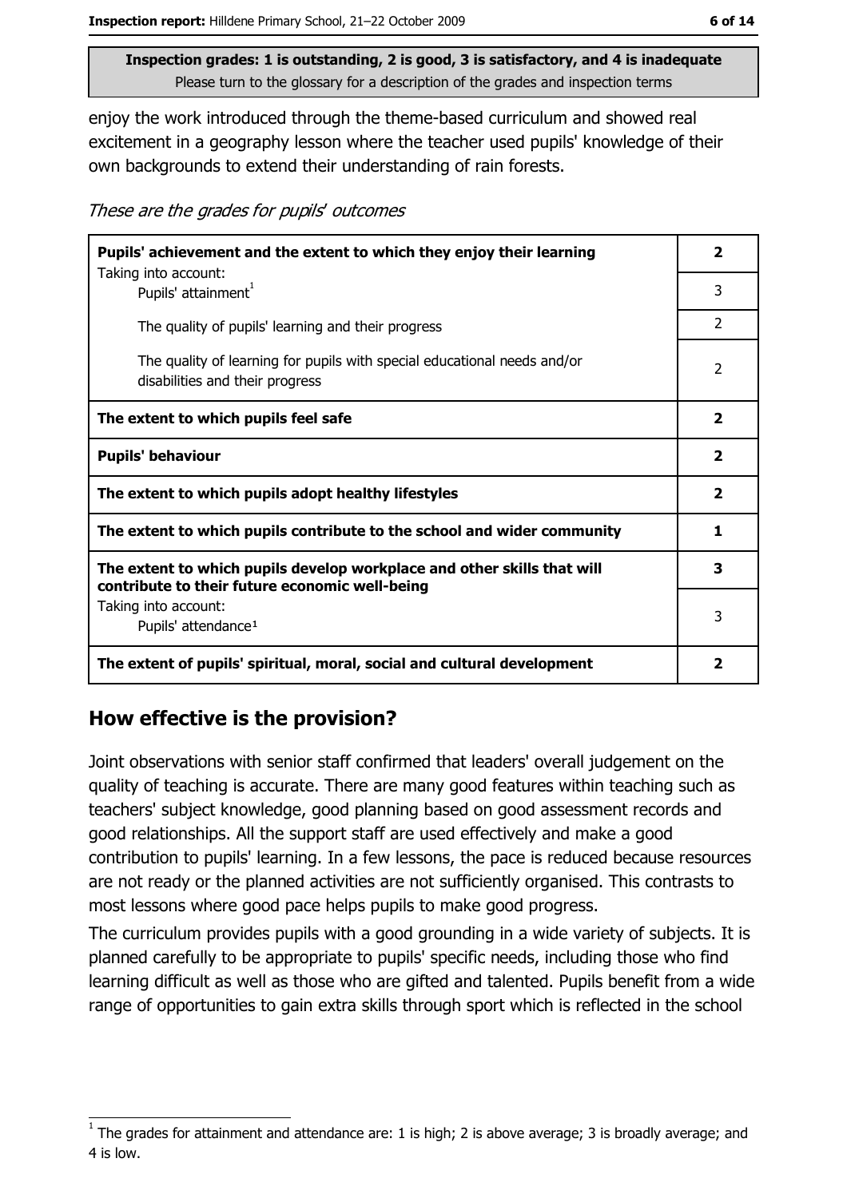**Inspection grades: 1 is outstanding, 2 is good, 3 is satisfactory, and 4 is inadequate**
Please turn to the glossary for a description of the grades and inspection terms

enjoy the work introduced through the theme-based curriculum and showed real excitement in a geography lesson where the teacher used pupils' knowledge of their own backgrounds to extend their understanding of rain forests.

*These are the grades for pupils' outcomes*

| | |
|---|---|
| **Pupils' achievement and the extent to which they enjoy their learning** | **2** |
| Taking into account: Pupils' attainment[1] | 3 |
| The quality of pupils' learning and their progress | 2 |
| The quality of learning for pupils with special educational needs and/or disabilities and their progress | 2 |
| **The extent to which pupils feel safe** | **2** |
| **Pupils' behaviour** | **2** |
| **The extent to which pupils adopt healthy lifestyles** | **2** |
| **The extent to which pupils contribute to the school and wider community** | **1** |
| **The extent to which pupils develop workplace and other skills that will contribute to their future economic well-being** | **3** |
| Taking into account: Pupils' attendance[1] | 3 |
| **The extent of pupils' spiritual, moral, social and cultural development** | **2** |

## How effective is the provision?

Joint observations with senior staff confirmed that leaders' overall judgement on the quality of teaching is accurate. There are many good features within teaching such as teachers' subject knowledge, good planning based on good assessment records and good relationships. All the support staff are used effectively and make a good contribution to pupils' learning. In a few lessons, the pace is reduced because resources are not ready or the planned activities are not sufficiently organised. This contrasts to most lessons where good pace helps pupils to make good progress.

The curriculum provides pupils with a good grounding in a wide variety of subjects. It is planned carefully to be appropriate to pupils' specific needs, including those who find learning difficult as well as those who are gifted and talented. Pupils benefit from a wide range of opportunities to gain extra skills through sport which is reflected in the school

[1] The grades for attainment and attendance are: 1 is high; 2 is above average; 3 is broadly average; and 4 is low.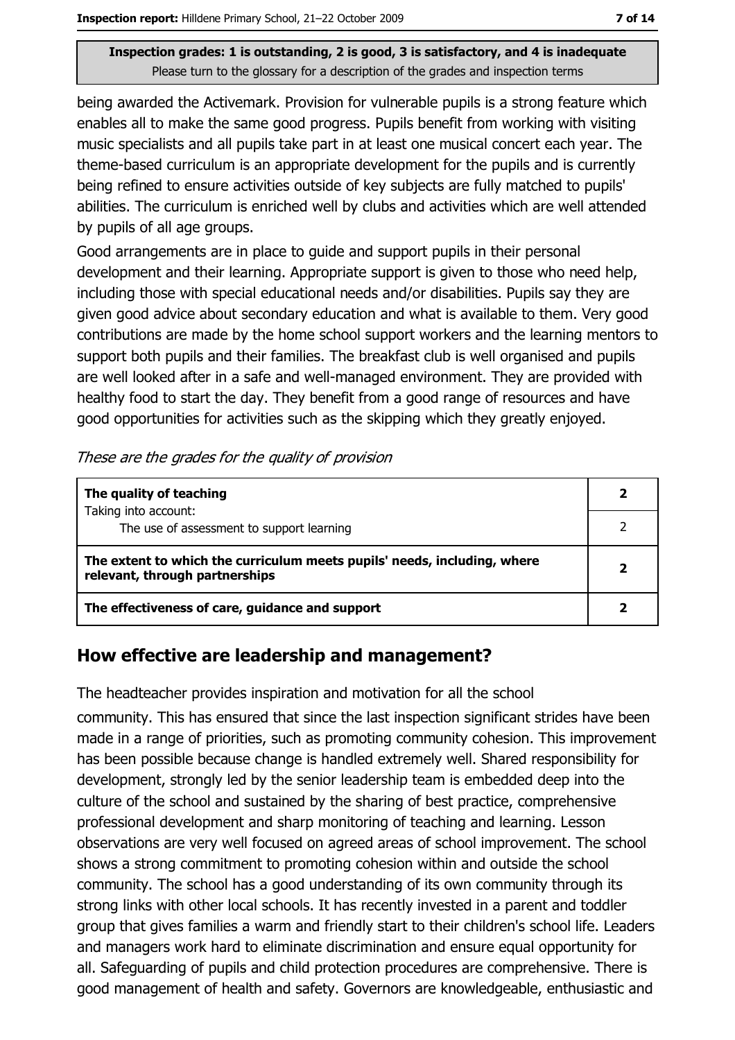**Inspection grades: 1 is outstanding, 2 is good, 3 is satisfactory, and 4 is inadequate**
Please turn to the glossary for a description of the grades and inspection terms

being awarded the Activemark. Provision for vulnerable pupils is a strong feature which enables all to make the same good progress. Pupils benefit from working with visiting music specialists and all pupils take part in at least one musical concert each year. The theme-based curriculum is an appropriate development for the pupils and is currently being refined to ensure activities outside of key subjects are fully matched to pupils' abilities. The curriculum is enriched well by clubs and activities which are well attended by pupils of all age groups.

Good arrangements are in place to guide and support pupils in their personal development and their learning. Appropriate support is given to those who need help, including those with special educational needs and/or disabilities. Pupils say they are given good advice about secondary education and what is available to them. Very good contributions are made by the home school support workers and the learning mentors to support both pupils and their families. The breakfast club is well organised and pupils are well looked after in a safe and well-managed environment. They are provided with healthy food to start the day. They benefit from a good range of resources and have good opportunities for activities such as the skipping which they greatly enjoyed.

*These are the grades for the quality of provision*

| | |
|---|---|
| **The quality of teaching** | **2** |
| Taking into account: The use of assessment to support learning | 2 |
| **The extent to which the curriculum meets pupils' needs, including, where relevant, through partnerships** | **2** |
| **The effectiveness of care, guidance and support** | **2** |

## How effective are leadership and management?

The headteacher provides inspiration and motivation for all the school community. This has ensured that since the last inspection significant strides have been made in a range of priorities, such as promoting community cohesion. This improvement has been possible because change is handled extremely well. Shared responsibility for development, strongly led by the senior leadership team is embedded deep into the culture of the school and sustained by the sharing of best practice, comprehensive professional development and sharp monitoring of teaching and learning. Lesson observations are very well focused on agreed areas of school improvement. The school shows a strong commitment to promoting cohesion within and outside the school community. The school has a good understanding of its own community through its strong links with other local schools. It has recently invested in a parent and toddler group that gives families a warm and friendly start to their children's school life. Leaders and managers work hard to eliminate discrimination and ensure equal opportunity for all. Safeguarding of pupils and child protection procedures are comprehensive. There is good management of health and safety. Governors are knowledgeable, enthusiastic and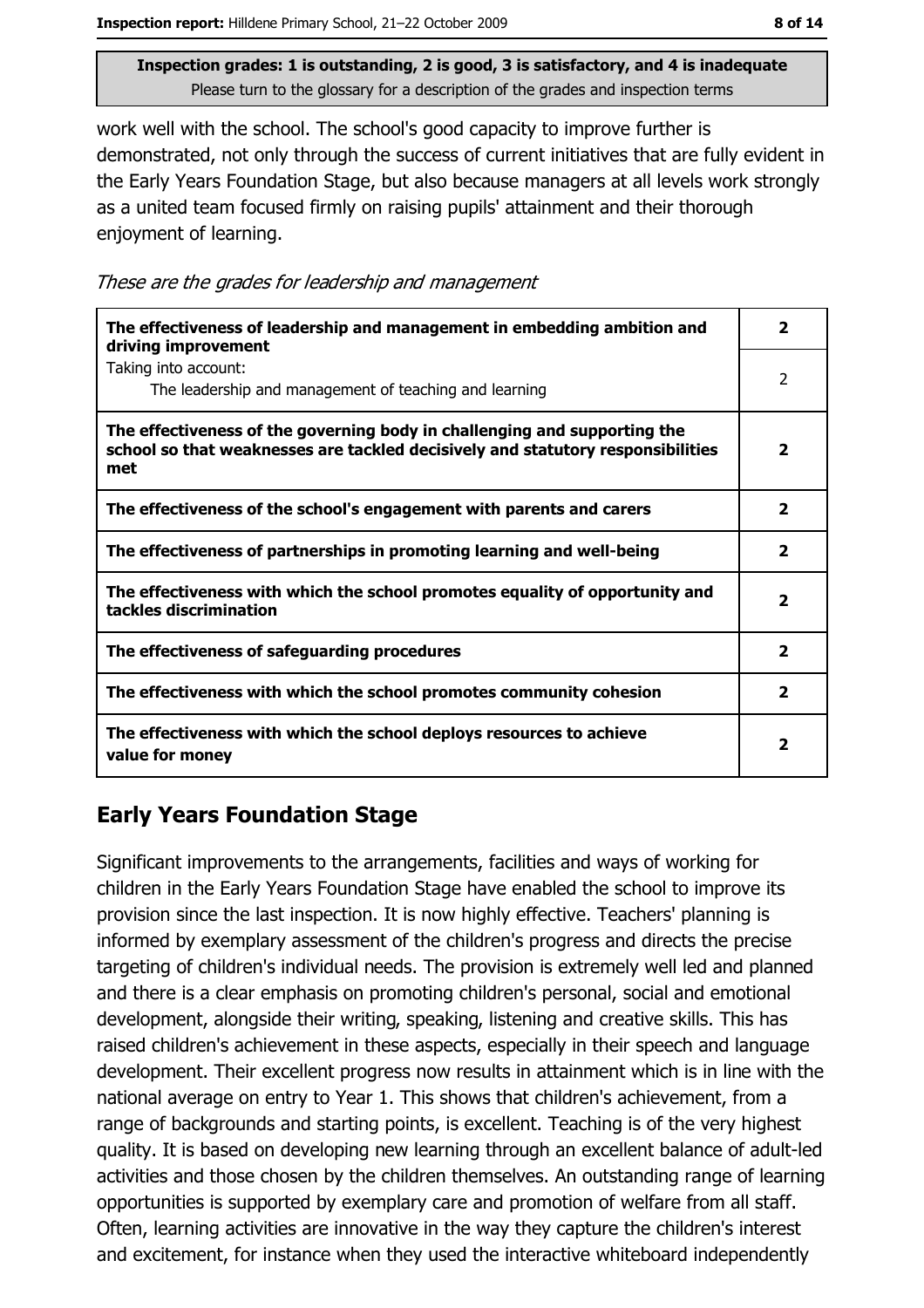**Inspection grades: 1 is outstanding, 2 is good, 3 is satisfactory, and 4 is inadequate**
Please turn to the glossary for a description of the grades and inspection terms

work well with the school. The school's good capacity to improve further is demonstrated, not only through the success of current initiatives that are fully evident in the Early Years Foundation Stage, but also because managers at all levels work strongly as a united team focused firmly on raising pupils' attainment and their thorough enjoyment of learning.

*These are the grades for leadership and management*

| | |
|---|---|
| **The effectiveness of leadership and management in embedding ambition and driving improvement** | **2** |
| Taking into account: The leadership and management of teaching and learning | 2 |
| **The effectiveness of the governing body in challenging and supporting the school so that weaknesses are tackled decisively and statutory responsibilities met** | **2** |
| **The effectiveness of the school's engagement with parents and carers** | **2** |
| **The effectiveness of partnerships in promoting learning and well-being** | **2** |
| **The effectiveness with which the school promotes equality of opportunity and tackles discrimination** | **2** |
| **The effectiveness of safeguarding procedures** | **2** |
| **The effectiveness with which the school promotes community cohesion** | **2** |
| **The effectiveness with which the school deploys resources to achieve value for money** | **2** |

## Early Years Foundation Stage

Significant improvements to the arrangements, facilities and ways of working for children in the Early Years Foundation Stage have enabled the school to improve its provision since the last inspection. It is now highly effective. Teachers' planning is informed by exemplary assessment of the children's progress and directs the precise targeting of children's individual needs. The provision is extremely well led and planned and there is a clear emphasis on promoting children's personal, social and emotional development, alongside their writing, speaking, listening and creative skills. This has raised children's achievement in these aspects, especially in their speech and language development. Their excellent progress now results in attainment which is in line with the national average on entry to Year 1. This shows that children's achievement, from a range of backgrounds and starting points, is excellent. Teaching is of the very highest quality. It is based on developing new learning through an excellent balance of adult-led activities and those chosen by the children themselves. An outstanding range of learning opportunities is supported by exemplary care and promotion of welfare from all staff. Often, learning activities are innovative in the way they capture the children's interest and excitement, for instance when they used the interactive whiteboard independently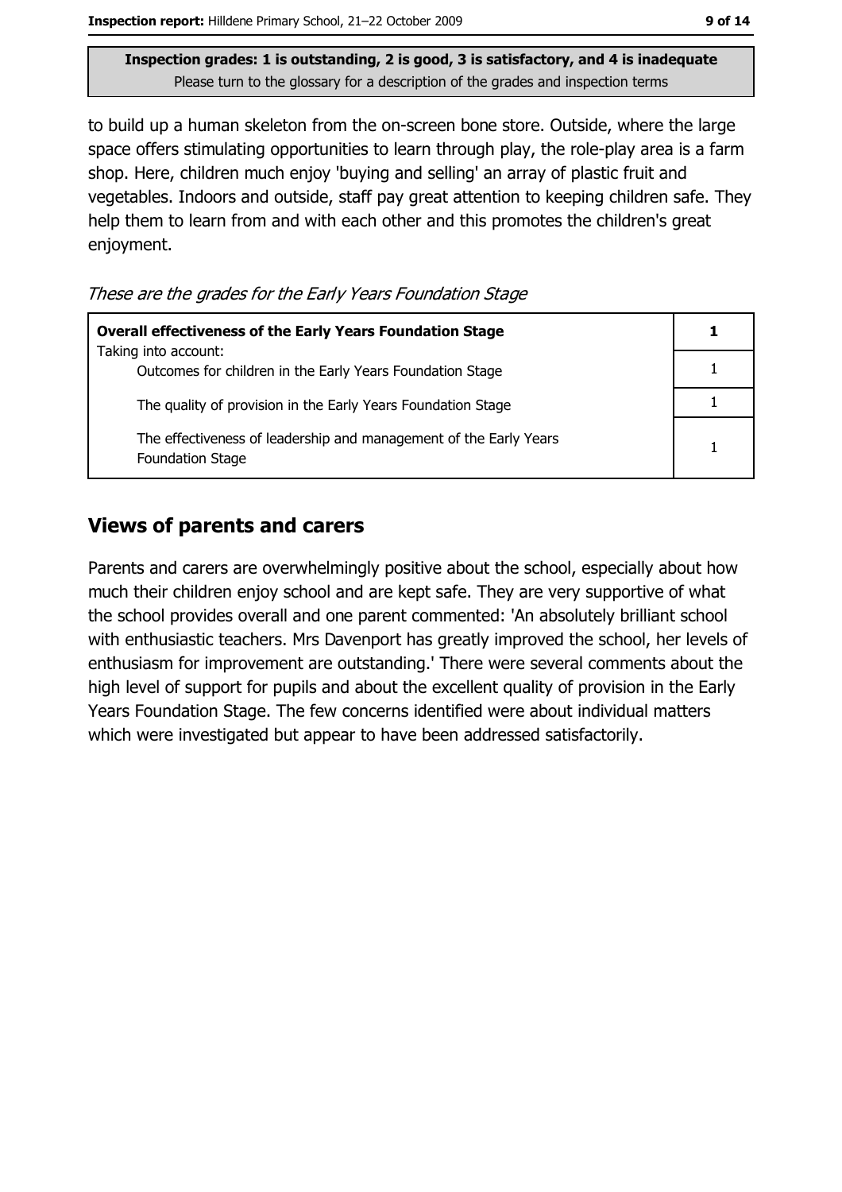Inspection grades: 1 is outstanding, 2 is good, 3 is satisfactory, and 4 is inadequate
Please turn to the glossary for a description of the grades and inspection terms

to build up a human skeleton from the on-screen bone store. Outside, where the large space offers stimulating opportunities to learn through play, the role-play area is a farm shop. Here, children much enjoy 'buying and selling' an array of plastic fruit and vegetables. Indoors and outside, staff pay great attention to keeping children safe. They help them to learn from and with each other and this promotes the children's great enjoyment.

*These are the grades for the Early Years Foundation Stage*

| **Overall effectiveness of the Early Years Foundation Stage**<br>Taking into account: | **1** |
|---|---|
| Outcomes for children in the Early Years Foundation Stage | 1 |
| The quality of provision in the Early Years Foundation Stage | 1 |
| The effectiveness of leadership and management of the Early Years Foundation Stage | 1 |

## Views of parents and carers

Parents and carers are overwhelmingly positive about the school, especially about how much their children enjoy school and are kept safe. They are very supportive of what the school provides overall and one parent commented: 'An absolutely brilliant school with enthusiastic teachers. Mrs Davenport has greatly improved the school, her levels of enthusiasm for improvement are outstanding.' There were several comments about the high level of support for pupils and about the excellent quality of provision in the Early Years Foundation Stage. The few concerns identified were about individual matters which were investigated but appear to have been addressed satisfactorily.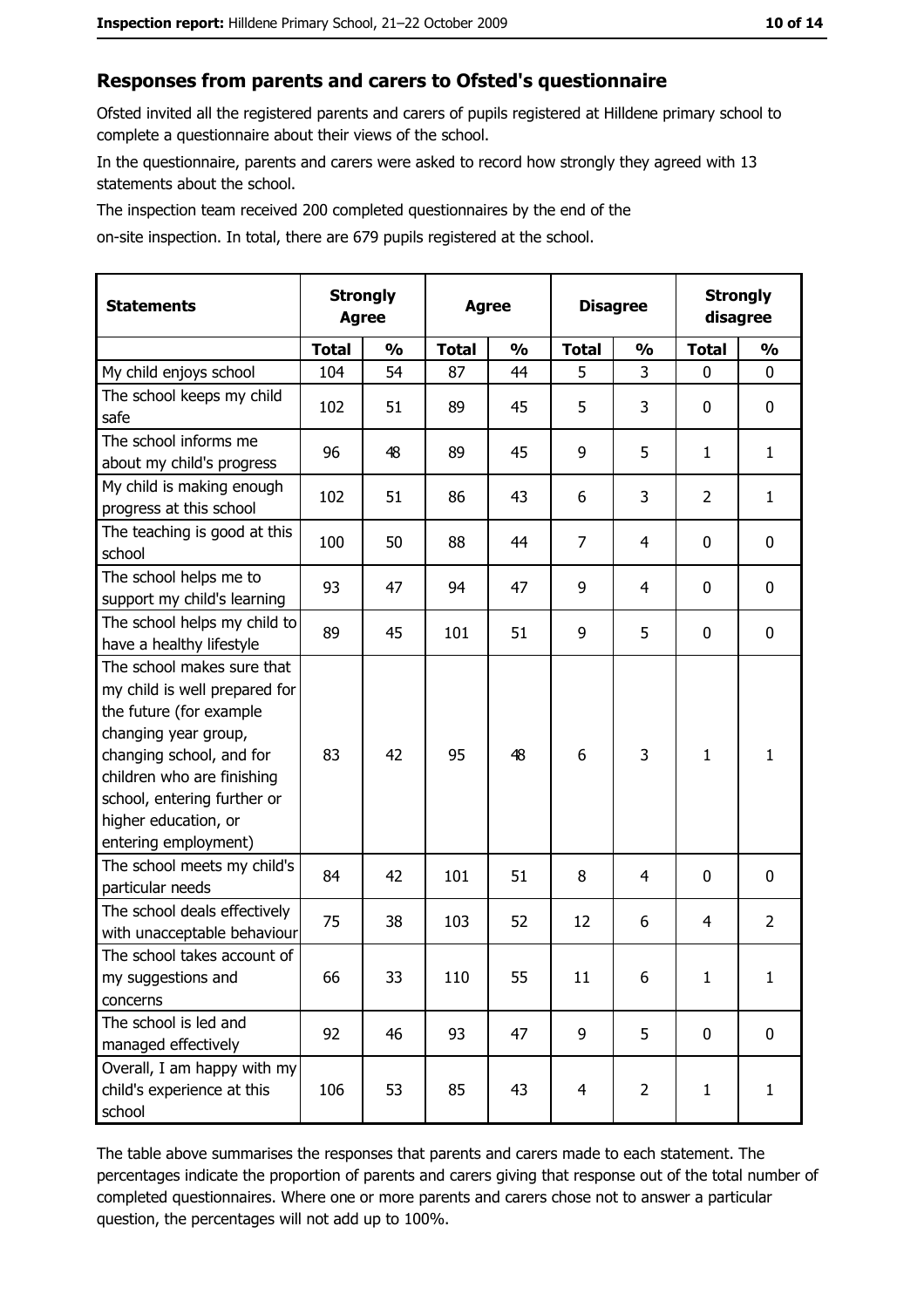## Responses from parents and carers to Ofsted's questionnaire

Ofsted invited all the registered parents and carers of pupils registered at Hilldene primary school to complete a questionnaire about their views of the school.

In the questionnaire, parents and carers were asked to record how strongly they agreed with 13 statements about the school.

The inspection team received 200 completed questionnaires by the end of the on-site inspection. In total, there are 679 pupils registered at the school.

| Statements | Strongly Agree | | Agree | | Disagree | | Strongly disagree | |
|---|---|---|---|---|---|---|---|---|
| | Total | % | Total | % | Total | % | Total | % |
| My child enjoys school | 104 | 54 | 87 | 44 | 5 | 3 | 0 | 0 |
| The school keeps my child safe | 102 | 51 | 89 | 45 | 5 | 3 | 0 | 0 |
| The school informs me about my child's progress | 96 | 48 | 89 | 45 | 9 | 5 | 1 | 1 |
| My child is making enough progress at this school | 102 | 51 | 86 | 43 | 6 | 3 | 2 | 1 |
| The teaching is good at this school | 100 | 50 | 88 | 44 | 7 | 4 | 0 | 0 |
| The school helps me to support my child's learning | 93 | 47 | 94 | 47 | 9 | 4 | 0 | 0 |
| The school helps my child to have a healthy lifestyle | 89 | 45 | 101 | 51 | 9 | 5 | 0 | 0 |
| The school makes sure that my child is well prepared for the future (for example changing year group, changing school, and for children who are finishing school, entering further or higher education, or entering employment) | 83 | 42 | 95 | 48 | 6 | 3 | 1 | 1 |
| The school meets my child's particular needs | 84 | 42 | 101 | 51 | 8 | 4 | 0 | 0 |
| The school deals effectively with unacceptable behaviour | 75 | 38 | 103 | 52 | 12 | 6 | 4 | 2 |
| The school takes account of my suggestions and concerns | 66 | 33 | 110 | 55 | 11 | 6 | 1 | 1 |
| The school is led and managed effectively | 92 | 46 | 93 | 47 | 9 | 5 | 0 | 0 |
| Overall, I am happy with my child's experience at this school | 106 | 53 | 85 | 43 | 4 | 2 | 1 | 1 |

The table above summarises the responses that parents and carers made to each statement. The percentages indicate the proportion of parents and carers giving that response out of the total number of completed questionnaires. Where one or more parents and carers chose not to answer a particular question, the percentages will not add up to 100%.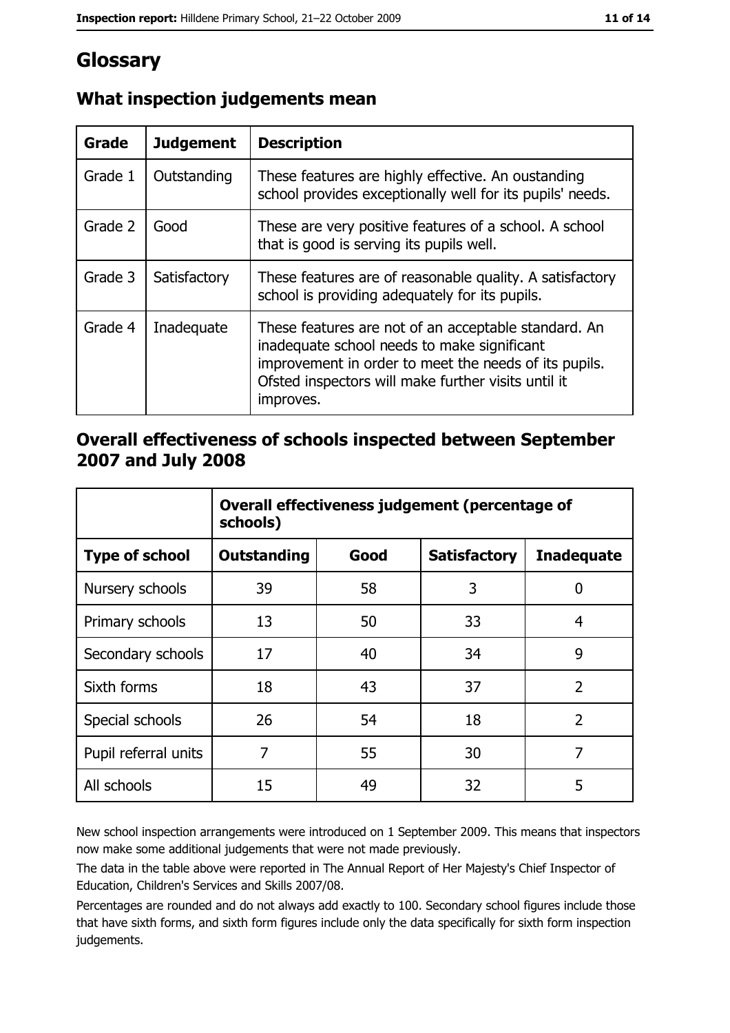# Glossary

## What inspection judgements mean

| Grade | Judgement | Description |
| --- | --- | --- |
| Grade 1 | Outstanding | These features are highly effective. An oustanding school provides exceptionally well for its pupils' needs. |
| Grade 2 | Good | These are very positive features of a school. A school that is good is serving its pupils well. |
| Grade 3 | Satisfactory | These features are of reasonable quality. A satisfactory school is providing adequately for its pupils. |
| Grade 4 | Inadequate | These features are not of an acceptable standard. An inadequate school needs to make significant improvement in order to meet the needs of its pupils. Ofsted inspectors will make further visits until it improves. |

## Overall effectiveness of schools inspected between September 2007 and July 2008

| | **Overall effectiveness judgement (percentage of schools)** | | | |
| --- | --- | --- | --- | --- |
| **Type of school** | **Outstanding** | **Good** | **Satisfactory** | **Inadequate** |
| Nursery schools | 39 | 58 | 3 | 0 |
| Primary schools | 13 | 50 | 33 | 4 |
| Secondary schools | 17 | 40 | 34 | 9 |
| Sixth forms | 18 | 43 | 37 | 2 |
| Special schools | 26 | 54 | 18 | 2 |
| Pupil referral units | 7 | 55 | 30 | 7 |
| All schools | 15 | 49 | 32 | 5 |

New school inspection arrangements were introduced on 1 September 2009. This means that inspectors now make some additional judgements that were not made previously.

The data in the table above were reported in The Annual Report of Her Majesty's Chief Inspector of Education, Children's Services and Skills 2007/08.

Percentages are rounded and do not always add exactly to 100. Secondary school figures include those that have sixth forms, and sixth form figures include only the data specifically for sixth form inspection judgements.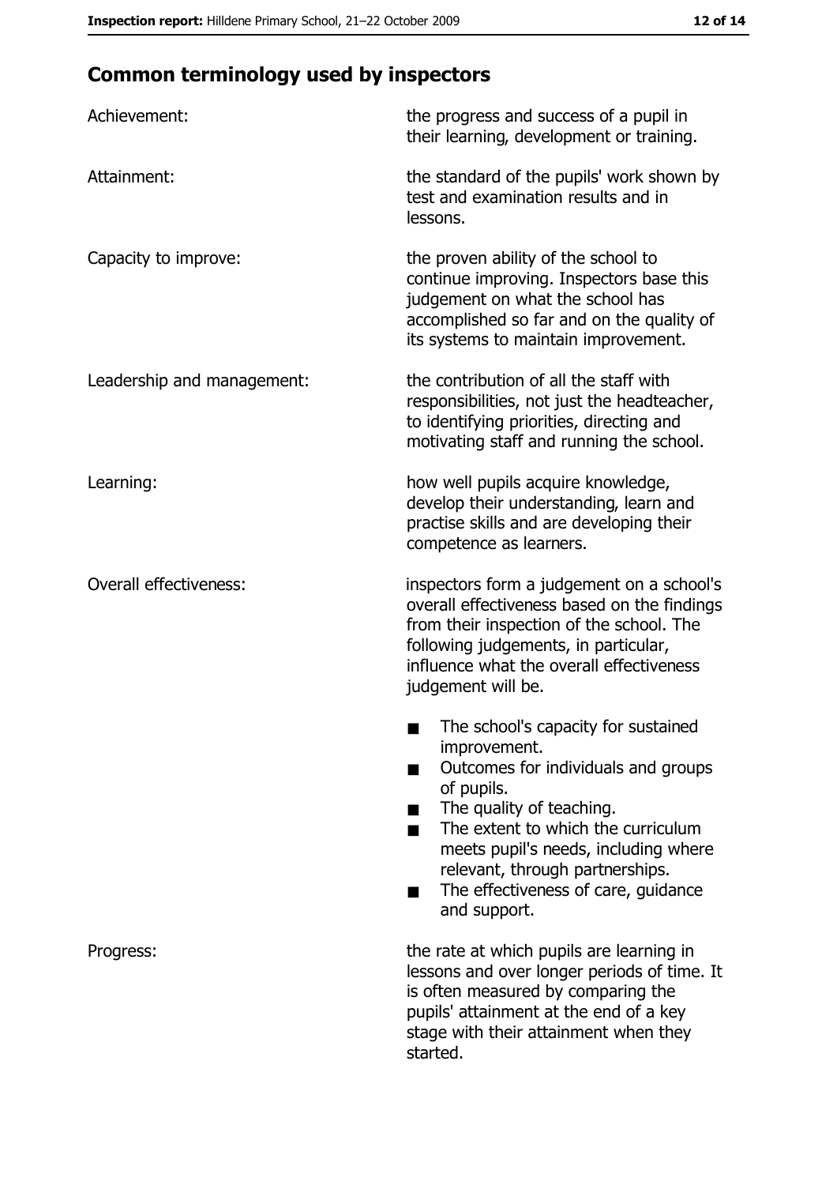## Common terminology used by inspectors

| | |
|---|---|
| Achievement: | the progress and success of a pupil in their learning, development or training. |
| Attainment: | the standard of the pupils' work shown by test and examination results and in lessons. |
| Capacity to improve: | the proven ability of the school to continue improving. Inspectors base this judgement on what the school has accomplished so far and on the quality of its systems to maintain improvement. |
| Leadership and management: | the contribution of all the staff with responsibilities, not just the headteacher, to identifying priorities, directing and motivating staff and running the school. |
| Learning: | how well pupils acquire knowledge, develop their understanding, learn and practise skills and are developing their competence as learners. |
| Overall effectiveness: | inspectors form a judgement on a school's overall effectiveness based on the findings from their inspection of the school. The following judgements, in particular, influence what the overall effectiveness judgement will be.<br>■ The school's capacity for sustained improvement.<br>■ Outcomes for individuals and groups of pupils.<br>■ The quality of teaching.<br>■ The extent to which the curriculum meets pupil's needs, including where relevant, through partnerships.<br>■ The effectiveness of care, guidance and support. |
| Progress: | the rate at which pupils are learning in lessons and over longer periods of time. It is often measured by comparing the pupils' attainment at the end of a key stage with their attainment when they started. |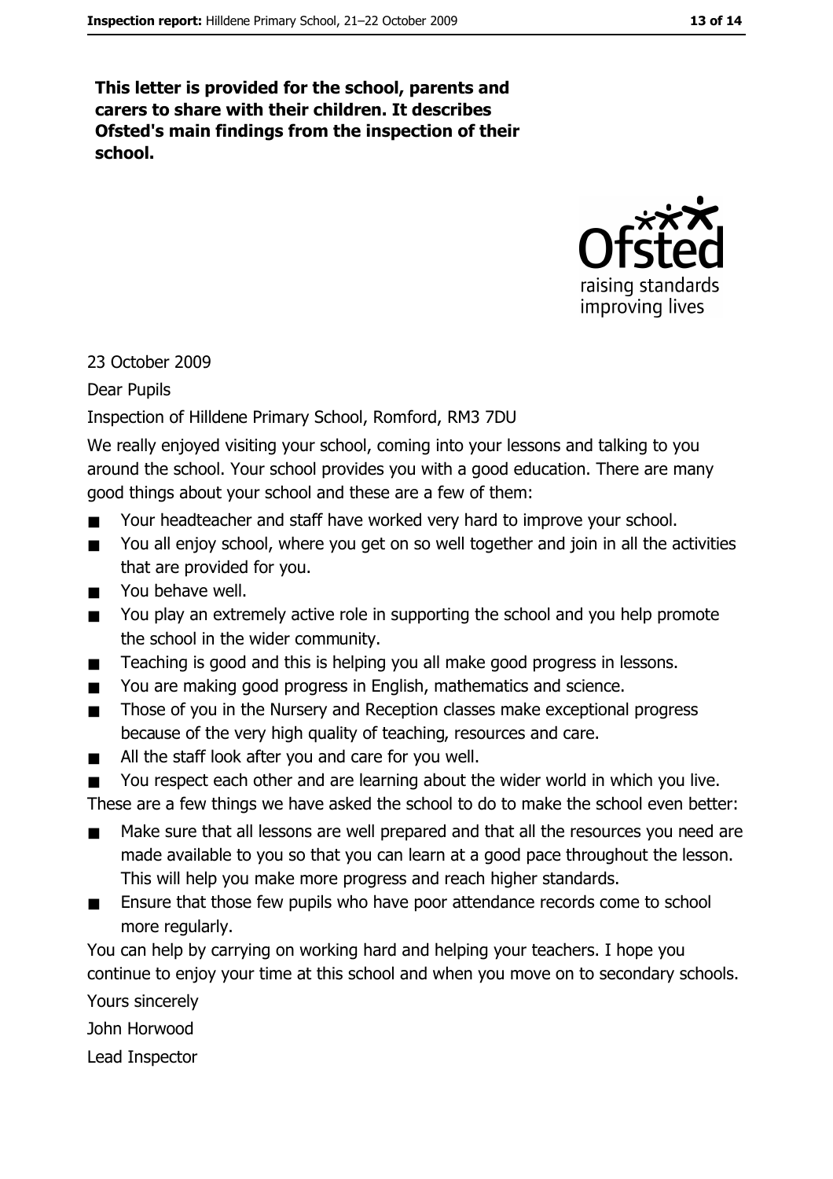**This letter is provided for the school, parents and carers to share with their children. It describes Ofsted's main findings from the inspection of their school.**

23 October 2009

Dear Pupils

Inspection of Hilldene Primary School, Romford, RM3 7DU

We really enjoyed visiting your school, coming into your lessons and talking to you around the school. Your school provides you with a good education. There are many good things about your school and these are a few of them:

- Your headteacher and staff have worked very hard to improve your school.
- You all enjoy school, where you get on so well together and join in all the activities that are provided for you.
- You behave well.
- You play an extremely active role in supporting the school and you help promote the school in the wider community.
- Teaching is good and this is helping you all make good progress in lessons.
- You are making good progress in English, mathematics and science.
- Those of you in the Nursery and Reception classes make exceptional progress because of the very high quality of teaching, resources and care.
- All the staff look after you and care for you well.
- You respect each other and are learning about the wider world in which you live.

These are a few things we have asked the school to do to make the school even better:

- Make sure that all lessons are well prepared and that all the resources you need are made available to you so that you can learn at a good pace throughout the lesson. This will help you make more progress and reach higher standards.
- Ensure that those few pupils who have poor attendance records come to school more regularly.

You can help by carrying on working hard and helping your teachers. I hope you continue to enjoy your time at this school and when you move on to secondary schools.

Yours sincerely

John Horwood

Lead Inspector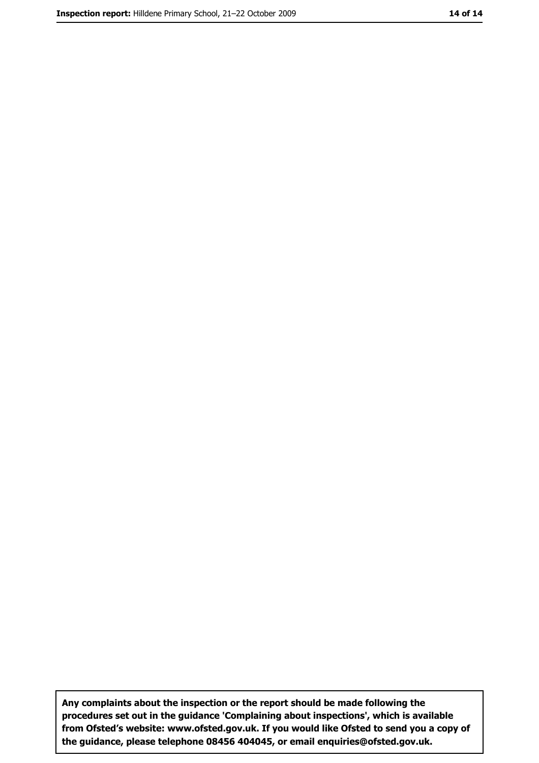**Any complaints about the inspection or the report should be made following the procedures set out in the guidance 'Complaining about inspections', which is available from Ofsted's website: www.ofsted.gov.uk. If you would like Ofsted to send you a copy of the guidance, please telephone 08456 404045, or email enquiries@ofsted.gov.uk.**